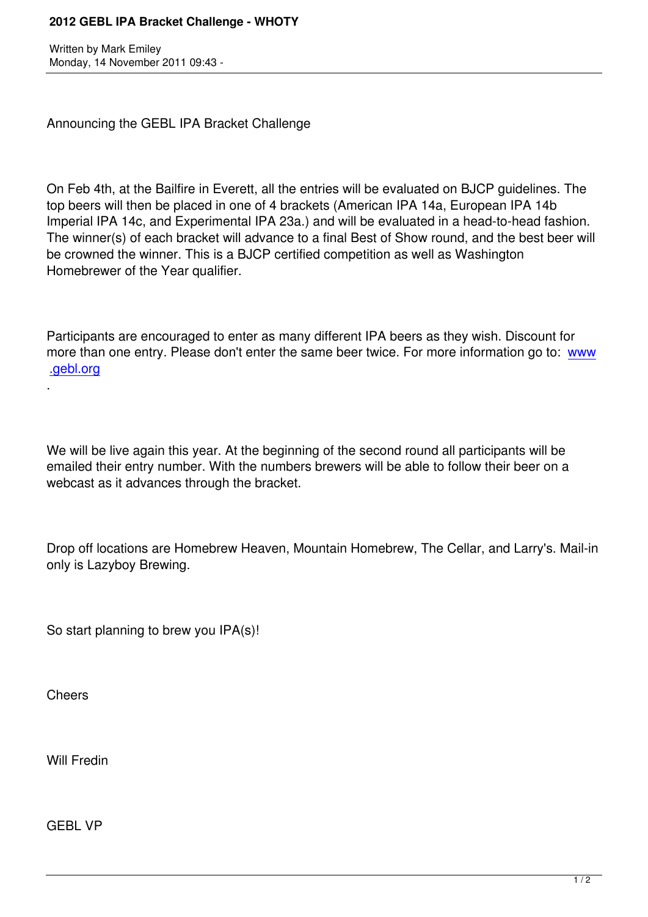Announcing the GEBL IPA Bracket Challenge

On Feb 4th, at the Bailfire in Everett, all the entries will be evaluated on BJCP guidelines. The top beers will then be placed in one of 4 brackets (American IPA 14a, European IPA 14b Imperial IPA 14c, and Experimental IPA 23a.) and will be evaluated in a head-to-head fashion. The winner(s) of each bracket will advance to a final Best of Show round, and the best beer will be crowned the winner. This is a BJCP certified competition as well as Washington Homebrewer of the Year qualifier.

Participants are encouraged to enter as many different IPA beers as they wish. Discount for more than one entry. Please don't enter the same beer twice. For more information go to: www.gebl.org
.

We will be live again this year. At the beginning of the second round all participants will be emailed their entry number. With the numbers brewers will be able to follow their beer on a webcast as it advances through the bracket.

Drop off locations are Homebrew Heaven, Mountain Homebrew, The Cellar, and Larry's. Mail-in only is Lazyboy Brewing.

So start planning to brew you IPA(s)!

Cheers

Will Fredin

GEBL VP